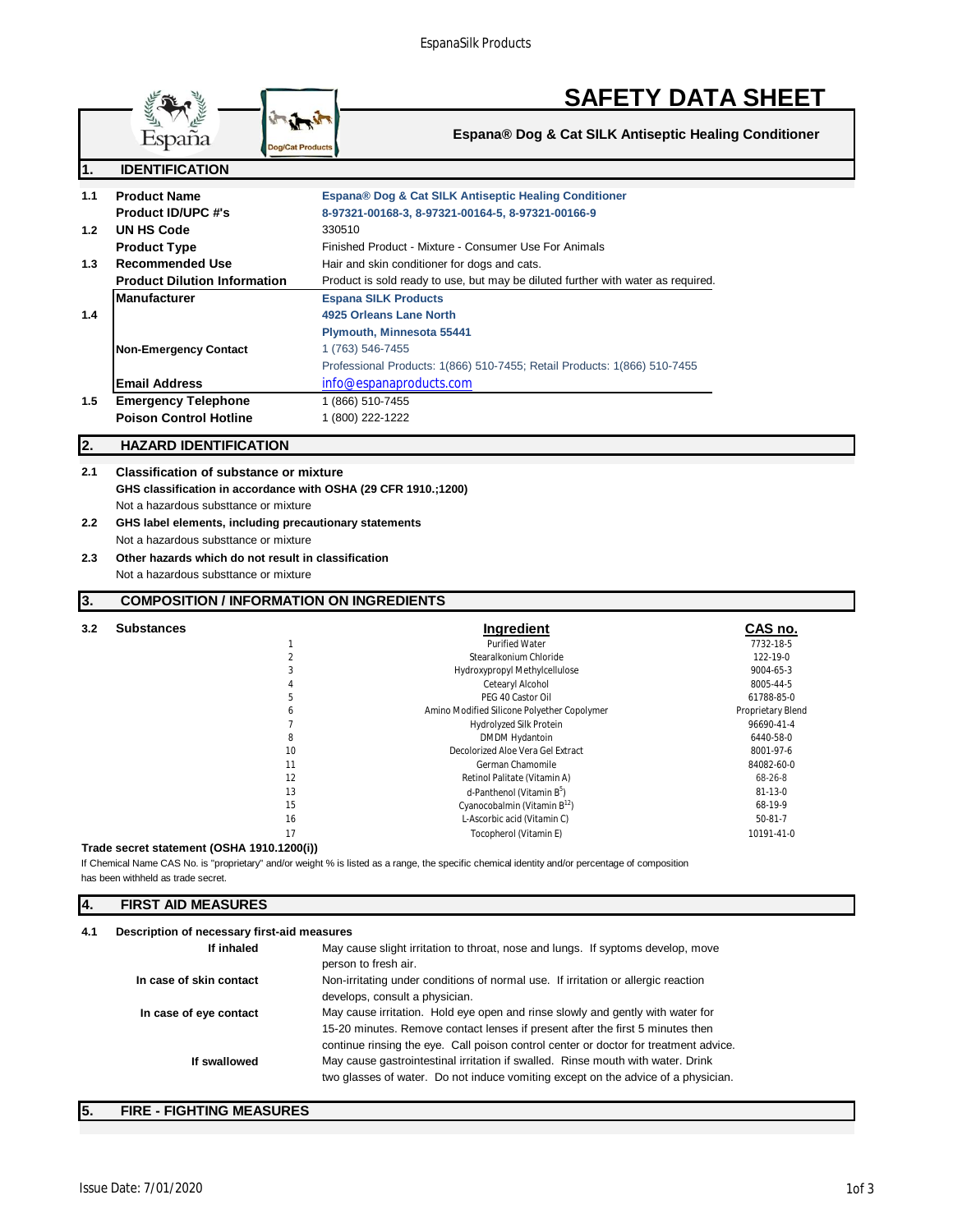# SAFETY DATA SHEET

**Espana® Dog & Cat SILK Antiseptic Healing Conditioner**

## 1. IDENTIFICATION

| | | |
|---|---|---|
| 1.1 | **Product Name** | **Espana® Dog & Cat SILK Antiseptic Healing Conditioner** |
| | **Product ID/UPC #'s** | **8-97321-00168-3, 8-97321-00164-5, 8-97321-00166-9** |
| 1.2 | **UN HS Code** | 330510 |
| | **Product Type** | Finished Product - Mixture - Consumer Use For Animals |
| 1.3 | **Recommended Use** | Hair and skin conditioner for dogs and cats. |
| | **Product Dilution Information** | Product is sold ready to use, but may be diluted further with water as required. |
| 1.4 | **Manufacturer** | **Espana SILK Products**<br>**4925 Orleans Lane North**<br>**Plymouth, Minnesota 55441** |
| | **Non-Emergency Contact** | 1 (763) 546-7455<br>Professional Products: 1(866) 510-7455; Retail Products: 1(866) 510-7455 |
| | **Email Address** | info@espanaproducts.com |
| 1.5 | **Emergency Telephone** | 1 (866) 510-7455 |
| | **Poison Control Hotline** | 1 (800) 222-1222 |

## 2. HAZARD IDENTIFICATION

**2.1 Classification of substance or mixture**

**GHS classification in accordance with OSHA (29 CFR 1910.;1200)**

Not a hazardous substtance or mixture

**2.2 GHS label elements, including precautionary statements**

Not a hazardous substtance or mixture

**2.3 Other hazards which do not result in classification**

Not a hazardous substtance or mixture

## 3. COMPOSITION / INFORMATION ON INGREDIENTS

**3.2 Substances**

| | Ingredient | CAS no. |
|---|---|---|
| 1 | Purified Water | 7732-18-5 |
| 2 | Stearalkonium Chloride | 122-19-0 |
| 3 | Hydroxypropyl Methylcellulose | 9004-65-3 |
| 4 | Cetearyl Alcohol | 8005-44-5 |
| 5 | PEG 40 Castor Oil | 61788-85-0 |
| 6 | Amino Modified Silicone Polyether Copolymer | Proprietary Blend |
| 7 | Hydrolyzed Silk Protein | 96690-41-4 |
| 8 | DMDM Hydantoin | 6440-58-0 |
| 10 | Decolorized Aloe Vera Gel Extract | 8001-97-6 |
| 11 | German Chamomile | 84082-60-0 |
| 12 | Retinol Palitate (Vitamin A) | 68-26-8 |
| 13 | d-Panthenol (Vitamin $B^5$) | 81-13-0 |
| 15 | Cyanocobalmin (Vitamin $B^{12}$) | 68-19-9 |
| 16 | L-Ascorbic acid (Vitamin C) | 50-81-7 |
| 17 | Tocopherol (Vitamin E) | 10191-41-0 |

**Trade secret statement (OSHA 1910.1200(i))**

If Chemical Name CAS No. is "proprietary" and/or weight % is listed as a range, the specific chemical identity and/or percentage of composition has been withheld as trade secret.

## 4. FIRST AID MEASURES

**4.1 Description of necessary first-aid measures**

| | |
|---|---|
| **If inhaled** | May cause slight irritation to throat, nose and lungs. If syptoms develop, move person to fresh air. |
| **In case of skin contact** | Non-irritating under conditions of normal use. If irritation or allergic reaction develops, consult a physician. |
| **In case of eye contact** | May cause irritation. Hold eye open and rinse slowly and gently with water for 15-20 minutes. Remove contact lenses if present after the first 5 minutes then continue rinsing the eye. Call poison control center or doctor for treatment advice. |
| **If swallowed** | May cause gastrointestinal irritation if swalled. Rinse mouth with water. Drink two glasses of water. Do not induce vomiting except on the advice of a physician. |

## 5. FIRE - FIGHTING MEASURES

Issue Date: 7/01/2020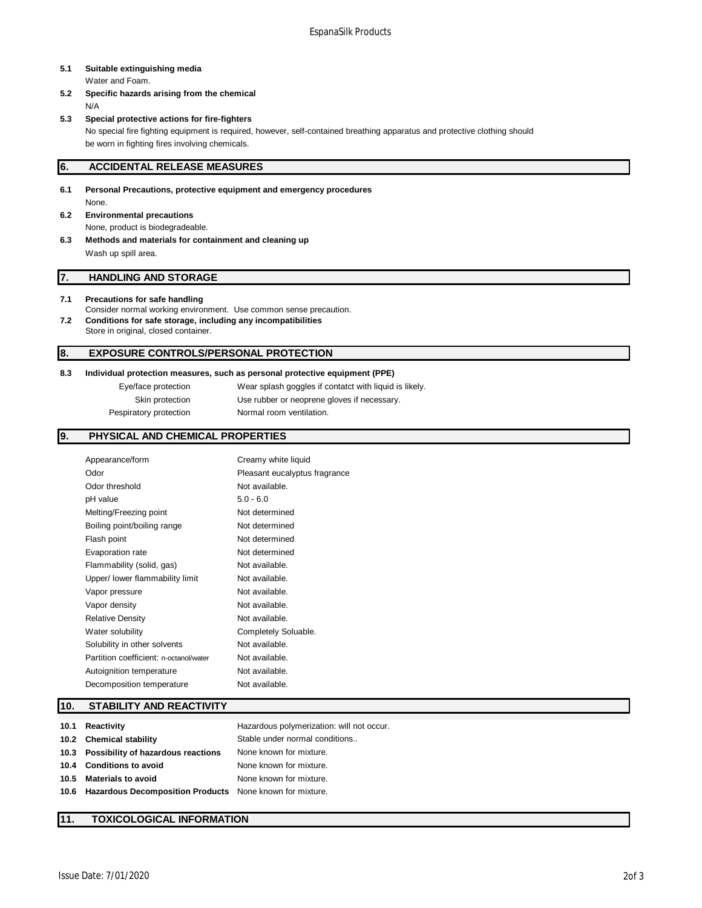**5.1 Suitable extinguishing media**

Water and Foam.

**5.2 Specific hazards arising from the chemical**

N/A

**5.3 Special protective actions for fire-fighters**

No special fire fighting equipment is required, however, self-contained breathing apparatus and protective clothing should be worn in fighting fires involving chemicals.

## 6. ACCIDENTAL RELEASE MEASURES

**6.1 Personal Precautions, protective equipment and emergency procedures**

None.

**6.2 Environmental precautions**

None, product is biodegradeable.

**6.3 Methods and materials for containment and cleaning up**

Wash up spill area.

## 7. HANDLING AND STORAGE

**7.1 Precautions for safe handling**

Consider normal working environment. Use common sense precaution.

**7.2 Conditions for safe storage, including any incompatibilities**

Store in original, closed container.

## 8. EXPOSURE CONTROLS/PERSONAL PROTECTION

**8.3 Individual protection measures, such as personal protective equipment (PPE)**

| | |
|---|---|
| Eye/face protection | Wear splash goggles if contatct with liquid is likely. |
| Skin protection | Use rubber or neoprene gloves if necessary. |
| Pespiratory protection | Normal room ventilation. |

## 9. PHYSICAL AND CHEMICAL PROPERTIES

| | |
|---|---|
| Appearance/form | Creamy white liquid |
| Odor | Pleasant eucalyptus fragrance |
| Odor threshold | Not available. |
| pH value | 5.0 - 6.0 |
| Melting/Freezing point | Not determined |
| Boiling point/boiling range | Not determined |
| Flash point | Not determined |
| Evaporation rate | Not determined |
| Flammability (solid, gas) | Not available. |
| Upper/ lower flammability limit | Not available. |
| Vapor pressure | Not available. |
| Vapor density | Not available. |
| Relative Density | Not available. |
| Water solubility | Completely Soluable. |
| Solubility in other solvents | Not available. |
| Partition coefficient: n-octanol/water | Not available. |
| Autoignition temperature | Not available. |
| Decomposition temperature | Not available. |

## 10. STABILITY AND REACTIVITY

| | | |
|---|---|---|
| 10.1 | **Reactivity** | Hazardous polymerization: will not occur. |
| 10.2 | **Chemical stability** | Stable under normal conditions.. |
| 10.3 | **Possibility of hazardous reactions** | None known for mixture. |
| 10.4 | **Conditions to avoid** | None known for mixture. |
| 10.5 | **Materials to avoid** | None known for mixture. |
| 10.6 | **Hazardous Decomposition Products** | None known for mixture. |

## 11. TOXICOLOGICAL INFORMATION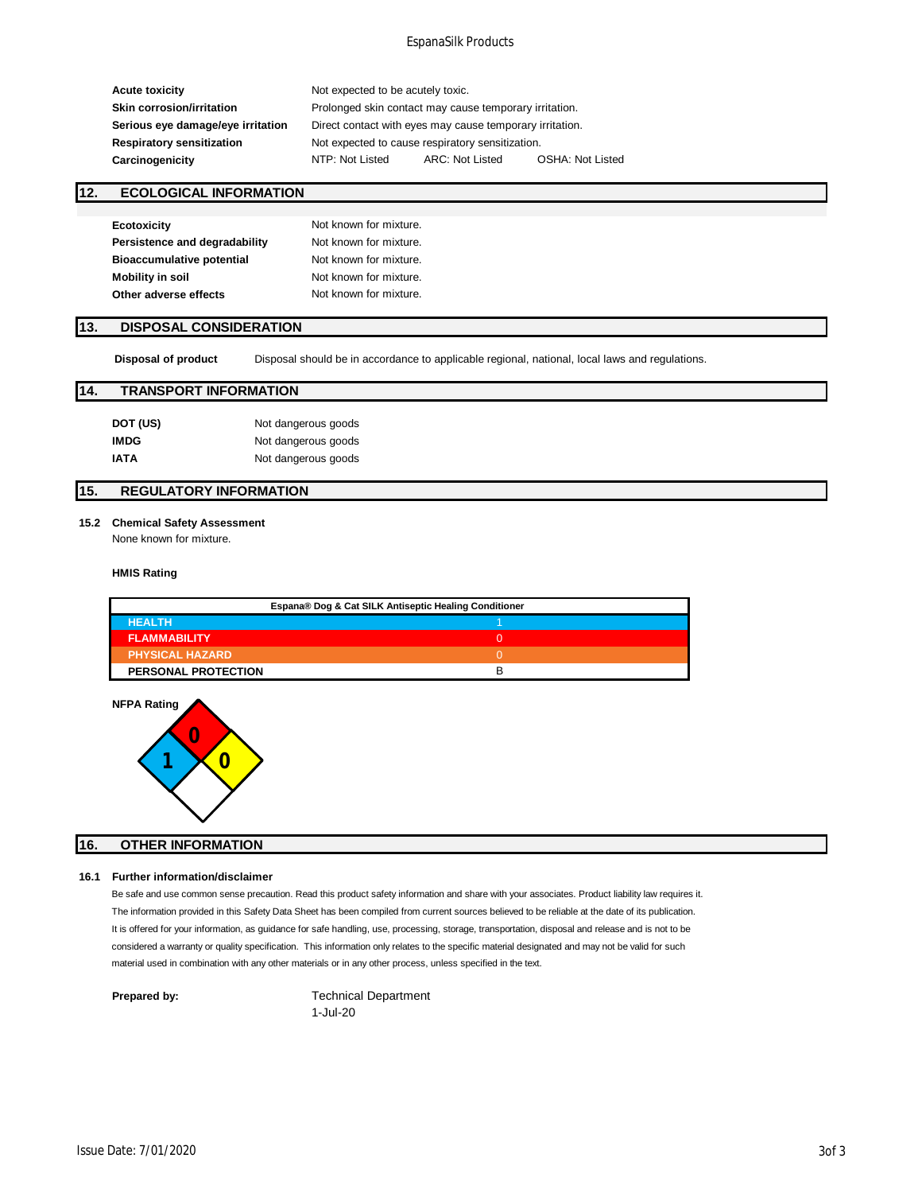| | |
|---|---|
| **Acute toxicity** | Not expected to be acutely toxic. |
| **Skin corrosion/irritation** | Prolonged skin contact may cause temporary irritation. |
| **Serious eye damage/eye irritation** | Direct contact with eyes may cause temporary irritation. |
| **Respiratory sensitization** | Not expected to cause respiratory sensitization. |
| **Carcinogenicity** | NTP: Not Listed ARC: Not Listed OSHA: Not Listed |

## 12. ECOLOGICAL INFORMATION

| | |
|---|---|
| **Ecotoxicity** | Not known for mixture. |
| **Persistence and degradability** | Not known for mixture. |
| **Bioaccumulative potential** | Not known for mixture. |
| **Mobility in soil** | Not known for mixture. |
| **Other adverse effects** | Not known for mixture. |

## 13. DISPOSAL CONSIDERATION

**Disposal of product** Disposal should be in accordance to applicable regional, national, local laws and regulations.

## 14. TRANSPORT INFORMATION

| | |
|---|---|
| **DOT (US)** | Not dangerous goods |
| **IMDG** | Not dangerous goods |
| **IATA** | Not dangerous goods |

## 15. REGULATORY INFORMATION

**15.2 Chemical Safety Assessment**

None known for mixture.

**HMIS Rating**

| Espana® Dog & Cat SILK Antiseptic Healing Conditioner | |
|---|---|
| HEALTH | 1 |
| FLAMMABILITY | 0 |
| PHYSICAL HAZARD | 0 |
| PERSONAL PROTECTION | B |

**NFPA Rating**

0

1 0

## 16. OTHER INFORMATION

**16.1 Further information/disclaimer**

Be safe and use common sense precaution. Read this product safety information and share with your associates. Product liability law requires it. The information provided in this Safety Data Sheet has been compiled from current sources believed to be reliable at the date of its publication. It is offered for your information, as guidance for safe handling, use, processing, storage, transportation, disposal and release and is not to be considered a warranty or quality specification. This information only relates to the specific material designated and may not be valid for such material used in combination with any other materials or in any other process, unless specified in the text.

**Prepared by:** Technical Department

1-Jul-20